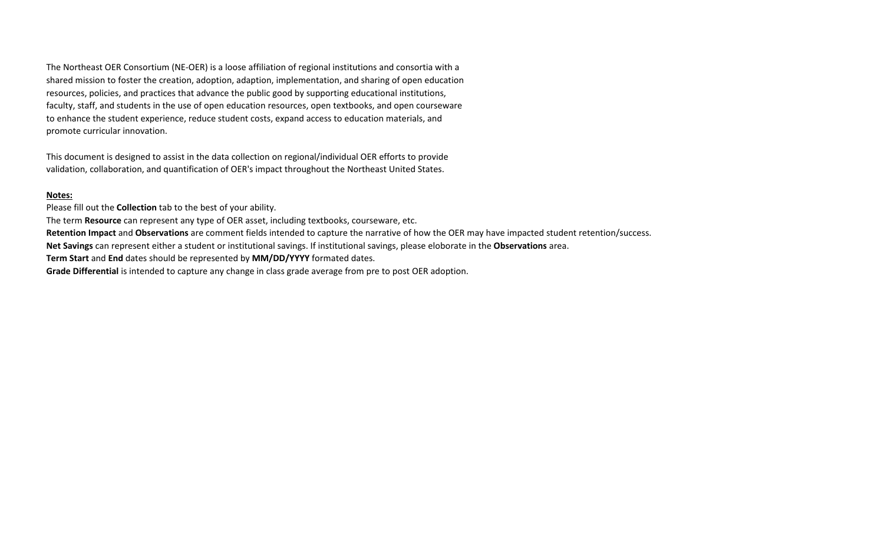The Northeast OER Consortium (NE-OER) is a loose affiliation of regional institutions and consortia with a shared mission to foster the creation, adoption, adaption, implementation, and sharing of open education resources, policies, and practices that advance the public good by supporting educational institutions, faculty, staff, and students in the use of open education resources, open textbooks, and open courseware to enhance the student experience, reduce student costs, expand access to education materials, and promote curricular innovation.

This document is designed to assist in the data collection on regional/individual OER efforts to provide validation, collaboration, and quantification of OER's impact throughout the Northeast United States.

<u>**Notes:**</u>

Please fill out the **Collection** tab to the best of your ability.

The term **Resource** can represent any type of OER asset, including textbooks, courseware, etc.

**Retention Impact** and **Observations** are comment fields intended to capture the narrative of how the OER may have impacted student retention/success.

**Net Savings** can represent either a student or institutional savings. If institutional savings, please eloborate in the **Observations** area.

**Term Start** and **End** dates should be represented by **MM/DD/YYYY** formated dates.

**Grade Differential** is intended to capture any change in class grade average from pre to post OER adoption.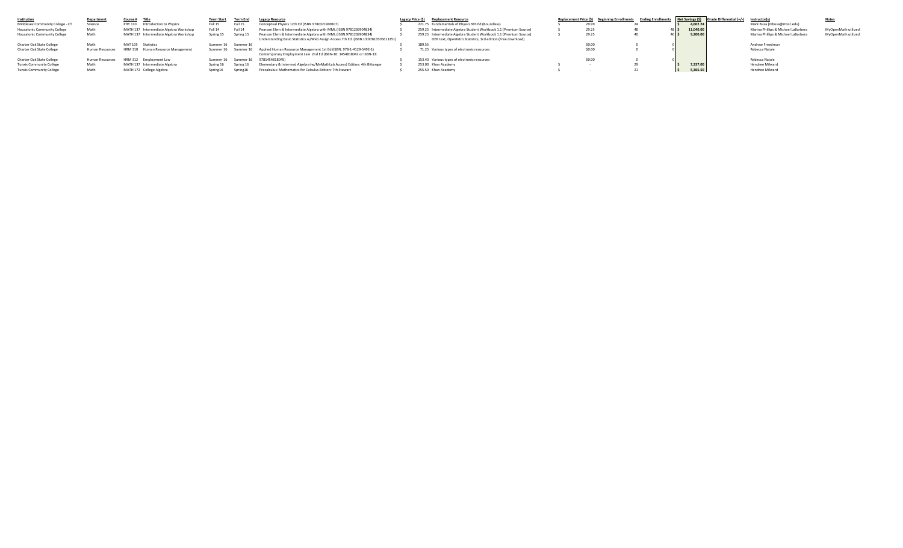| Institution | Department | Course # | Title | Term Start | Term End | Legacy Resource | Legacy Price ($) | Replacement Resource | Replacement Price ($) | Beginning Enrollments | Ending Enrollments | Net Savings ($) | Grade Differential (+/-) | Instructor(s) | Notes |
|---|---|---|---|---|---|---|---|---|---|---|---|---|---|---|---|
| Middlesex Community College - CT | Science | PHY 110 | Introduction to Physics | Fall 15 | Fall 15 | Conceptual Physics 12th Ed (ISBN 9780321909107) | $ 221.75 | Fundamentals of Physics 9th Ed (Boundless) | $ 29.99 | 24 | | $ 4,602.24 | | Mark Busa (mbusa@mxcc.edu) | |
| Housatonic Community College | Math | MATH 137 | Intermediate Algebra Workshop | Fall 14 | Fall 14 | Pearson Elem & Intermediate Algebra with MML (ISBN 9781269904834) | $ 259.25 | Intermediate Algebra Student Workbook 1.1 (Premium Source) | $ 29.25 | 48 | 48 | $ 11,040.00 | | Marina Phillips & Michael LaBarbera | MyOpenMath utilized |
| Housatonic Community College | Math | MATH 137 | Intermediate Algebra Workshop | Spring 15 | Spring 15 | Pearson Elem & Intermediate Algebra with MML (ISBN 9781269904834) | $ 259.25 | Intermediate Algebra Student Workbook 1.1 (Premium Source) | $ 29.25 | 40 | 40 | $ 9,200.00 | | Marina Phillips & Michael LaBarbera | MyOpenMath utilized |
| Charter Oak State College | Math | MAT 105 | Statistics | Summer 16 | Summer 16 | Understanding Basic Statistics w/Web Assign Access 7th Ed. (ISBN 13:9781305611351) | $ 189.55 | OER text, OpenIntro Statistics, 3rd edition (Free download) | $0.00 | 0 | 0 | | | Andrew Freedman | |
| Charter Oak State College | Human Resources | HRM 310 | Human Resource Management | Summer 16 | Summer 16 | Applied Human Resource Management 1st Ed (ISBN: 978-1-4129-5492-1) | $ 71.25 | Various types of electronic resources | $0.00 | 0 | 0 | | | Rebecca Natale | |
| Charter Oak State College | Human Resources | HRM 312 | Employment Law | Summer 16 | Summer 16 | Contemporary Employment Law 2nd Ed (ISBN-10: 1454818042 or ISBN-13: 9781454818045) | $ 153.43 | Various types of electronic resources | $0.00 | 0 | 0 | | | Rebecca Natale | |
| Tunxis Community College | Math | MATH 137 | Intermediate Algebra | Spring 16 | Spring 16 | Elementary & Intermed Algebra (w/MyMathLab Access) Edition: 4th Bittenger | $ 253.00 | Khan Academy | $ - | 29 | | $ 7,337.00 | | Hendree Milward | |
| Tunxis Community College | Math | MATH 172 | College Algebra | Spring16 | Spring16 | Precalculus: Mathematics for Calculus Edition: 7th Stewart | $ 255.50 | Khan Academy | $ - | 21 | | $ 5,365.50 | | Hendree Milward | |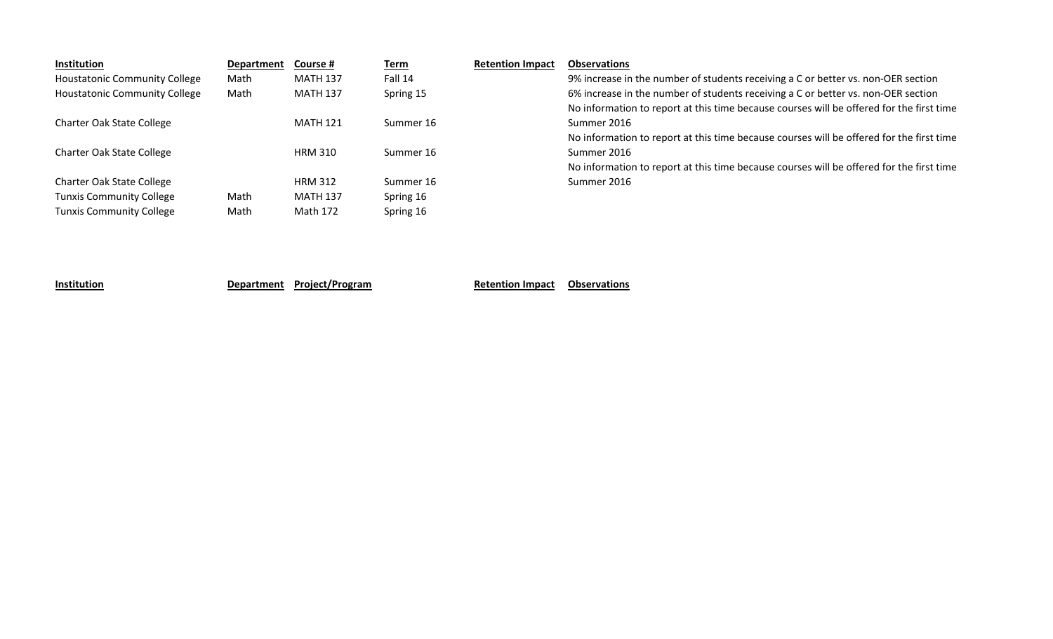| Institution | Department | Course # | Term | Retention Impact | Observations |
|---|---|---|---|---|---|
| Houstatonic Community College | Math | MATH 137 | Fall 14 | | 9% increase in the number of students receiving a C or better vs. non-OER section |
| Houstatonic Community College | Math | MATH 137 | Spring 15 | | 6% increase in the number of students receiving a C or better vs. non-OER section |
| Charter Oak State College | | MATH 121 | Summer 16 | | No information to report at this time because courses will be offered for the first time Summer 2016 |
| Charter Oak State College | | HRM 310 | Summer 16 | | No information to report at this time because courses will be offered for the first time Summer 2016 |
| Charter Oak State College | | HRM 312 | Summer 16 | | No information to report at this time because courses will be offered for the first time Summer 2016 |
| Tunxis Community College | Math | MATH 137 | Spring 16 | | |
| Tunxis Community College | Math | Math 172 | Spring 16 | | |

| Institution | Department | Project/Program | Retention Impact | Observations |
|---|---|---|---|---|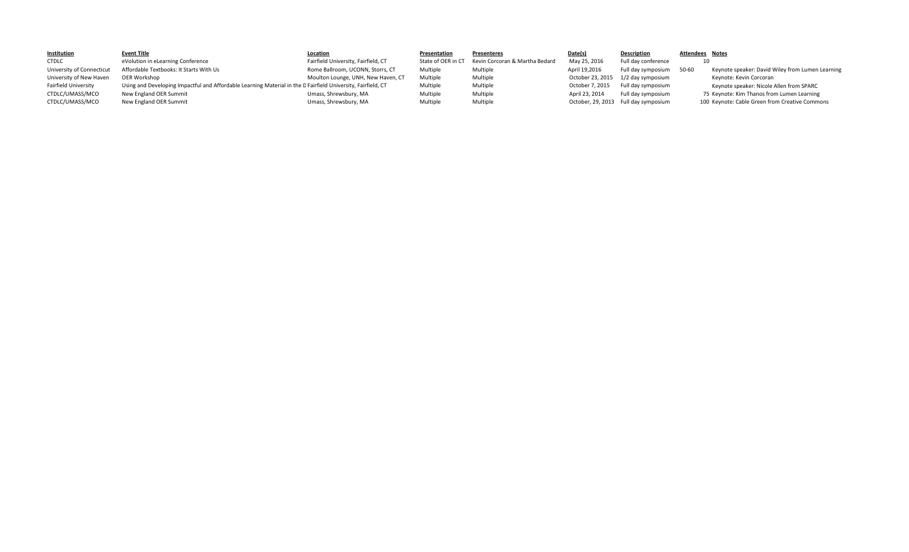| Institution | Event Title | Location | Presentation | Presenteres | Date(s) | Description | Attendees | Notes |
|---|---|---|---|---|---|---|---|---|
| CTDLC | eVolution in eLearning Conference | Fairfield University, Fairfield, CT | State of OER in CT | Kevin Corcoran & Martha Bedard | May 25, 2016 | Full day conference | 10 | |
| University of Connecticut | Affordable Textbooks: It Starts With Us | Rome Ballroom, UCONN, Storrs, CT | Multiple | Multiple | April 19,2016 | Full day symposium | 50-60 | Keynote speaker: David Wiley from Lumen Learning |
| University of New Haven | OER Workshop | Moulton Lounge, UNH, New Haven, CT | Multiple | Multiple | October 23, 2015 | 1/2 day symposium | | Keynote: Kevin Corcoran |
| Fairfield University | Using and Developing Impactful and Affordable Learning Material in the D | Fairfield University, Fairfield, CT | Multiple | Multiple | October 7, 2015 | Full day symposium | | Keynote speaker: Nicole Allen from SPARC |
| CTDLC/UMASS/MCO | New England OER Summit | Umass, Shrewsbury, MA | Multiple | Multiple | April 23, 2014 | Full day symposium | 75 | Keynote: Kim Thanos from Lumen Learning |
| CTDLC/UMASS/MCO | New England OER Summit | Umass, Shrewsbury, MA | Multiple | Multiple | October, 29, 2013 | Full day symposium | 100 | Keynote: Cable Green from Creative Commons |